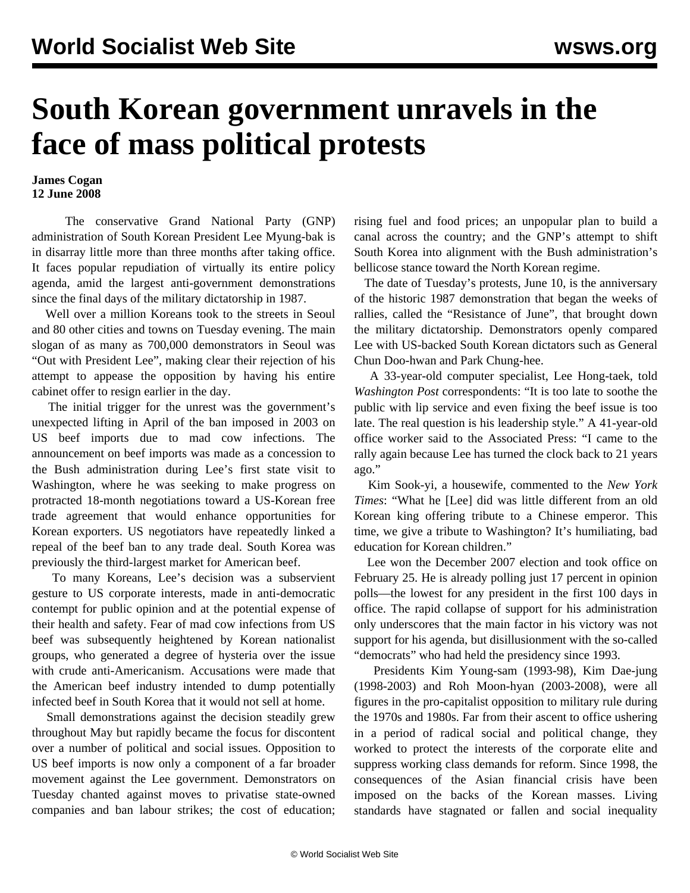# South Korean government unravels in the face of mass political protests

**James Cogan**
**12 June 2008**

The conservative Grand National Party (GNP) administration of South Korean President Lee Myung-bak is in disarray little more than three months after taking office. It faces popular repudiation of virtually its entire policy agenda, amid the largest anti-government demonstrations since the final days of the military dictatorship in 1987.

Well over a million Koreans took to the streets in Seoul and 80 other cities and towns on Tuesday evening. The main slogan of as many as 700,000 demonstrators in Seoul was "Out with President Lee", making clear their rejection of his attempt to appease the opposition by having his entire cabinet offer to resign earlier in the day.

The initial trigger for the unrest was the government's unexpected lifting in April of the ban imposed in 2003 on US beef imports due to mad cow infections. The announcement on beef imports was made as a concession to the Bush administration during Lee's first state visit to Washington, where he was seeking to make progress on protracted 18-month negotiations toward a US-Korean free trade agreement that would enhance opportunities for Korean exporters. US negotiators have repeatedly linked a repeal of the beef ban to any trade deal. South Korea was previously the third-largest market for American beef.

To many Koreans, Lee's decision was a subservient gesture to US corporate interests, made in anti-democratic contempt for public opinion and at the potential expense of their health and safety. Fear of mad cow infections from US beef was subsequently heightened by Korean nationalist groups, who generated a degree of hysteria over the issue with crude anti-Americanism. Accusations were made that the American beef industry intended to dump potentially infected beef in South Korea that it would not sell at home.

Small demonstrations against the decision steadily grew throughout May but rapidly became the focus for discontent over a number of political and social issues. Opposition to US beef imports is now only a component of a far broader movement against the Lee government. Demonstrators on Tuesday chanted against moves to privatise state-owned companies and ban labour strikes; the cost of education; rising fuel and food prices; an unpopular plan to build a canal across the country; and the GNP's attempt to shift South Korea into alignment with the Bush administration's bellicose stance toward the North Korean regime.

The date of Tuesday's protests, June 10, is the anniversary of the historic 1987 demonstration that began the weeks of rallies, called the "Resistance of June", that brought down the military dictatorship. Demonstrators openly compared Lee with US-backed South Korean dictators such as General Chun Doo-hwan and Park Chung-hee.

A 33-year-old computer specialist, Lee Hong-taek, told *Washington Post* correspondents: "It is too late to soothe the public with lip service and even fixing the beef issue is too late. The real question is his leadership style." A 41-year-old office worker said to the Associated Press: "I came to the rally again because Lee has turned the clock back to 21 years ago."

Kim Sook-yi, a housewife, commented to the *New York Times*: "What he [Lee] did was little different from an old Korean king offering tribute to a Chinese emperor. This time, we give a tribute to Washington? It's humiliating, bad education for Korean children."

Lee won the December 2007 election and took office on February 25. He is already polling just 17 percent in opinion polls—the lowest for any president in the first 100 days in office. The rapid collapse of support for his administration only underscores that the main factor in his victory was not support for his agenda, but disillusionment with the so-called "democrats" who had held the presidency since 1993.

Presidents Kim Young-sam (1993-98), Kim Dae-jung (1998-2003) and Roh Moon-hyan (2003-2008), were all figures in the pro-capitalist opposition to military rule during the 1970s and 1980s. Far from their ascent to office ushering in a period of radical social and political change, they worked to protect the interests of the corporate elite and suppress working class demands for reform. Since 1998, the consequences of the Asian financial crisis have been imposed on the backs of the Korean masses. Living standards have stagnated or fallen and social inequality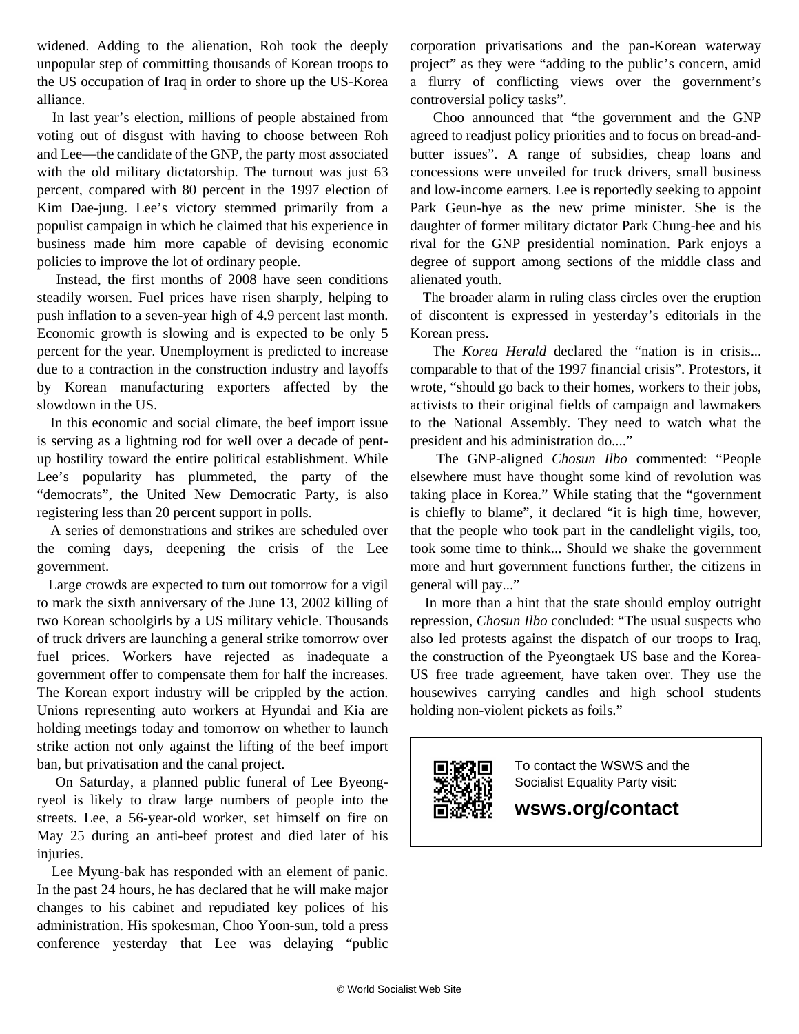widened. Adding to the alienation, Roh took the deeply unpopular step of committing thousands of Korean troops to the US occupation of Iraq in order to shore up the US-Korea alliance.

In last year's election, millions of people abstained from voting out of disgust with having to choose between Roh and Lee—the candidate of the GNP, the party most associated with the old military dictatorship. The turnout was just 63 percent, compared with 80 percent in the 1997 election of Kim Dae-jung. Lee's victory stemmed primarily from a populist campaign in which he claimed that his experience in business made him more capable of devising economic policies to improve the lot of ordinary people.

Instead, the first months of 2008 have seen conditions steadily worsen. Fuel prices have risen sharply, helping to push inflation to a seven-year high of 4.9 percent last month. Economic growth is slowing and is expected to be only 5 percent for the year. Unemployment is predicted to increase due to a contraction in the construction industry and layoffs by Korean manufacturing exporters affected by the slowdown in the US.

In this economic and social climate, the beef import issue is serving as a lightning rod for well over a decade of pent-up hostility toward the entire political establishment. While Lee's popularity has plummeted, the party of the "democrats", the United New Democratic Party, is also registering less than 20 percent support in polls.

A series of demonstrations and strikes are scheduled over the coming days, deepening the crisis of the Lee government.

Large crowds are expected to turn out tomorrow for a vigil to mark the sixth anniversary of the June 13, 2002 killing of two Korean schoolgirls by a US military vehicle. Thousands of truck drivers are launching a general strike tomorrow over fuel prices. Workers have rejected as inadequate a government offer to compensate them for half the increases. The Korean export industry will be crippled by the action. Unions representing auto workers at Hyundai and Kia are holding meetings today and tomorrow on whether to launch strike action not only against the lifting of the beef import ban, but privatisation and the canal project.

On Saturday, a planned public funeral of Lee Byeong-ryeol is likely to draw large numbers of people into the streets. Lee, a 56-year-old worker, set himself on fire on May 25 during an anti-beef protest and died later of his injuries.

Lee Myung-bak has responded with an element of panic. In the past 24 hours, he has declared that he will make major changes to his cabinet and repudiated key polices of his administration. His spokesman, Choo Yoon-sun, told a press conference yesterday that Lee was delaying "public corporation privatisations and the pan-Korean waterway project" as they were "adding to the public's concern, amid a flurry of conflicting views over the government's controversial policy tasks".

Choo announced that "the government and the GNP agreed to readjust policy priorities and to focus on bread-and-butter issues". A range of subsidies, cheap loans and concessions were unveiled for truck drivers, small business and low-income earners. Lee is reportedly seeking to appoint Park Geun-hye as the new prime minister. She is the daughter of former military dictator Park Chung-hee and his rival for the GNP presidential nomination. Park enjoys a degree of support among sections of the middle class and alienated youth.

The broader alarm in ruling class circles over the eruption of discontent is expressed in yesterday's editorials in the Korean press.

The *Korea Herald* declared the "nation is in crisis... comparable to that of the 1997 financial crisis". Protestors, it wrote, "should go back to their homes, workers to their jobs, activists to their original fields of campaign and lawmakers to the National Assembly. They need to watch what the president and his administration do...."

The GNP-aligned *Chosun Ilbo* commented: "People elsewhere must have thought some kind of revolution was taking place in Korea." While stating that the "government is chiefly to blame", it declared "it is high time, however, that the people who took part in the candlelight vigils, too, took some time to think... Should we shake the government more and hurt government functions further, the citizens in general will pay..."

In more than a hint that the state should employ outright repression, *Chosun Ilbo* concluded: "The usual suspects who also led protests against the dispatch of our troops to Iraq, the construction of the Pyeongtaek US base and the Korea-US free trade agreement, have taken over. They use the housewives carrying candles and high school students holding non-violent pickets as foils."

To contact the WSWS and the Socialist Equality Party visit:

**wsws.org/contact**